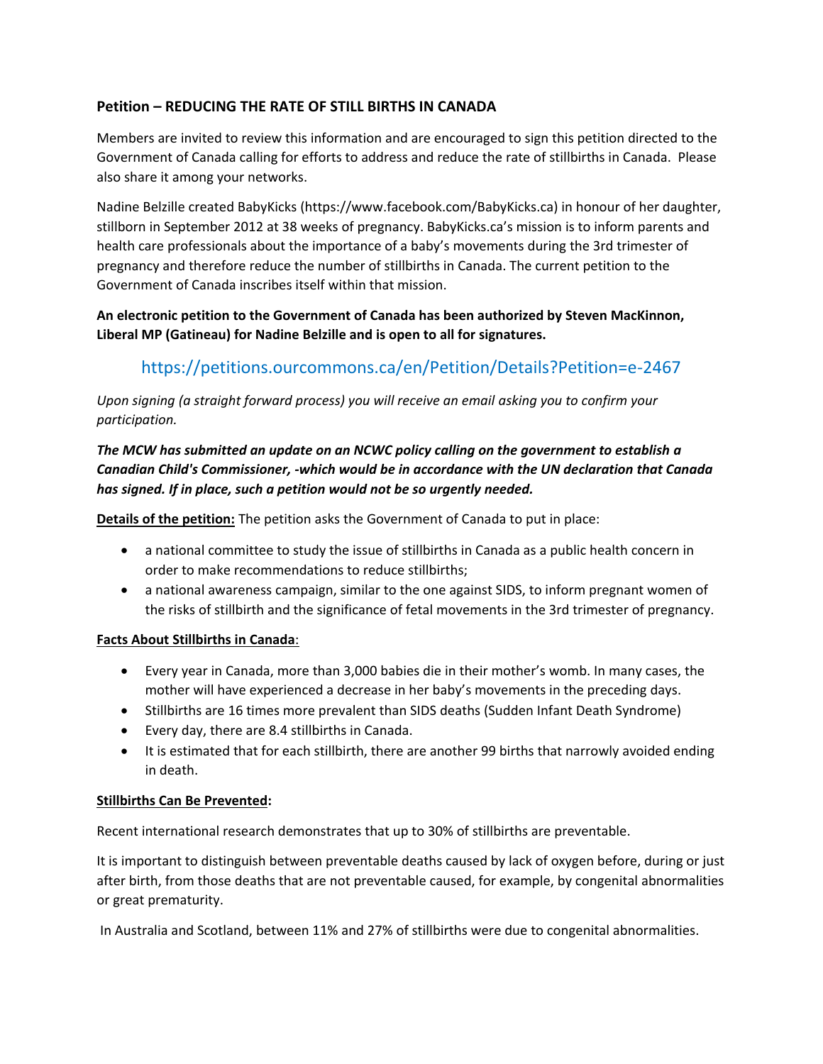## Petition – REDUCING THE RATE OF STILL BIRTHS IN CANADA

Members are invited to review this information and are encouraged to sign this petition directed to the Government of Canada calling for efforts to address and reduce the rate of stillbirths in Canada. Please also share it among your networks.

Nadine Belzille created BabyKicks (https://www.facebook.com/BabyKicks.ca) in honour of her daughter, stillborn in September 2012 at 38 weeks of pregnancy. BabyKicks.ca's mission is to inform parents and health care professionals about the importance of a baby's movements during the 3rd trimester of pregnancy and therefore reduce the number of stillbirths in Canada. The current petition to the Government of Canada inscribes itself within that mission.

**An electronic petition to the Government of Canada has been authorized by Steven MacKinnon, Liberal MP (Gatineau) for Nadine Belzille and is open to all for signatures.**

https://petitions.ourcommons.ca/en/Petition/Details?Petition=e-2467

*Upon signing (a straight forward process) you will receive an email asking you to confirm your participation.*

***The MCW has submitted an update on an NCWC policy calling on the government to establish a Canadian Child's Commissioner, -which would be in accordance with the UN declaration that Canada has signed. If in place, such a petition would not be so urgently needed.***

**Details of the petition:** The petition asks the Government of Canada to put in place:

- a national committee to study the issue of stillbirths in Canada as a public health concern in order to make recommendations to reduce stillbirths;
- a national awareness campaign, similar to the one against SIDS, to inform pregnant women of the risks of stillbirth and the significance of fetal movements in the 3rd trimester of pregnancy.

**Facts About Stillbirths in Canada**:

- Every year in Canada, more than 3,000 babies die in their mother's womb. In many cases, the mother will have experienced a decrease in her baby's movements in the preceding days.
- Stillbirths are 16 times more prevalent than SIDS deaths (Sudden Infant Death Syndrome)
- Every day, there are 8.4 stillbirths in Canada.
- It is estimated that for each stillbirth, there are another 99 births that narrowly avoided ending in death.

**Stillbirths Can Be Prevented:**

Recent international research demonstrates that up to 30% of stillbirths are preventable.

It is important to distinguish between preventable deaths caused by lack of oxygen before, during or just after birth, from those deaths that are not preventable caused, for example, by congenital abnormalities or great prematurity.

In Australia and Scotland, between 11% and 27% of stillbirths were due to congenital abnormalities.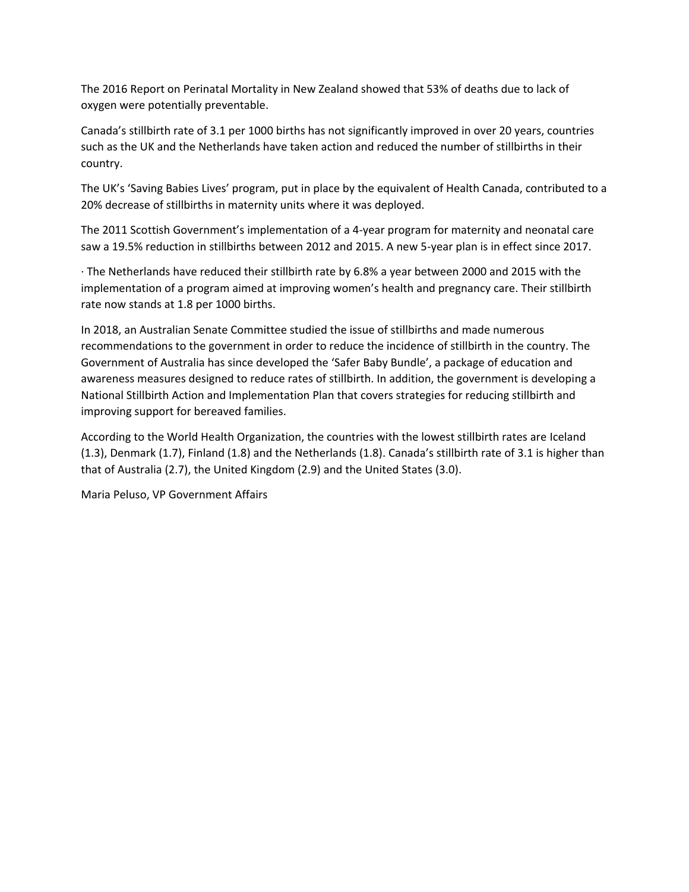The 2016 Report on Perinatal Mortality in New Zealand showed that 53% of deaths due to lack of oxygen were potentially preventable.

Canada's stillbirth rate of 3.1 per 1000 births has not significantly improved in over 20 years, countries such as the UK and the Netherlands have taken action and reduced the number of stillbirths in their country.

The UK's 'Saving Babies Lives' program, put in place by the equivalent of Health Canada, contributed to a 20% decrease of stillbirths in maternity units where it was deployed.

The 2011 Scottish Government's implementation of a 4-year program for maternity and neonatal care saw a 19.5% reduction in stillbirths between 2012 and 2015. A new 5-year plan is in effect since 2017.

· The Netherlands have reduced their stillbirth rate by 6.8% a year between 2000 and 2015 with the implementation of a program aimed at improving women's health and pregnancy care. Their stillbirth rate now stands at 1.8 per 1000 births.

In 2018, an Australian Senate Committee studied the issue of stillbirths and made numerous recommendations to the government in order to reduce the incidence of stillbirth in the country. The Government of Australia has since developed the 'Safer Baby Bundle', a package of education and awareness measures designed to reduce rates of stillbirth. In addition, the government is developing a National Stillbirth Action and Implementation Plan that covers strategies for reducing stillbirth and improving support for bereaved families.

According to the World Health Organization, the countries with the lowest stillbirth rates are Iceland (1.3), Denmark (1.7), Finland (1.8) and the Netherlands (1.8). Canada's stillbirth rate of 3.1 is higher than that of Australia (2.7), the United Kingdom (2.9) and the United States (3.0).

Maria Peluso, VP Government Affairs